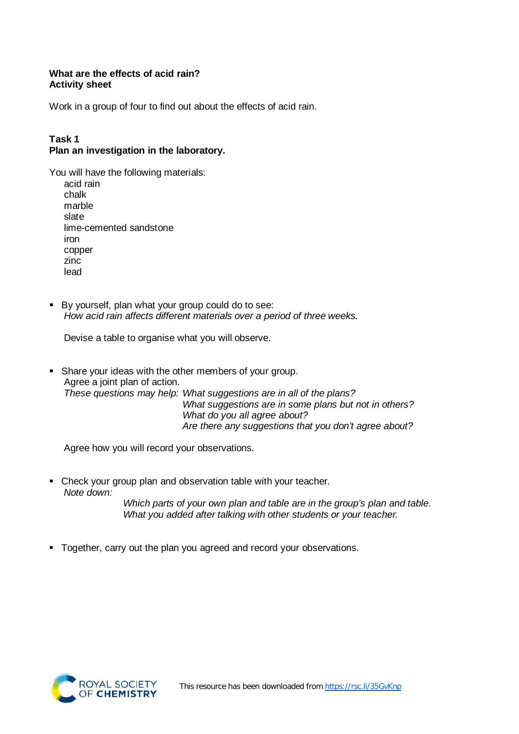**What are the effects of acid rain?**
**Activity sheet**

Work in a group of four to find out about the effects of acid rain.

**Task 1**
**Plan an investigation in the laboratory.**

You will have the following materials:

- acid rain
- chalk
- marble
- slate
- lime-cemented sandstone
- iron
- copper
- zinc
- lead

- By yourself, plan what your group could do to see:
  *How acid rain affects different materials over a period of three weeks.*

  Devise a table to organise what you will observe.

- Share your ideas with the other members of your group.
  Agree a joint plan of action.
  *These questions may help: What suggestions are in all of the plans?*
  *What suggestions are in some plans but not in others?*
  *What do you all agree about?*
  *Are there any suggestions that you don't agree about?*

  Agree how you will record your observations.

- Check your group plan and observation table with your teacher.
  *Note down:*
  *Which parts of your own plan and table are in the group's plan and table.*
  *What you added after talking with other students or your teacher.*

- Together, carry out the plan you agreed and record your observations.

This resource has been downloaded from https://rsc.li/35GvKnp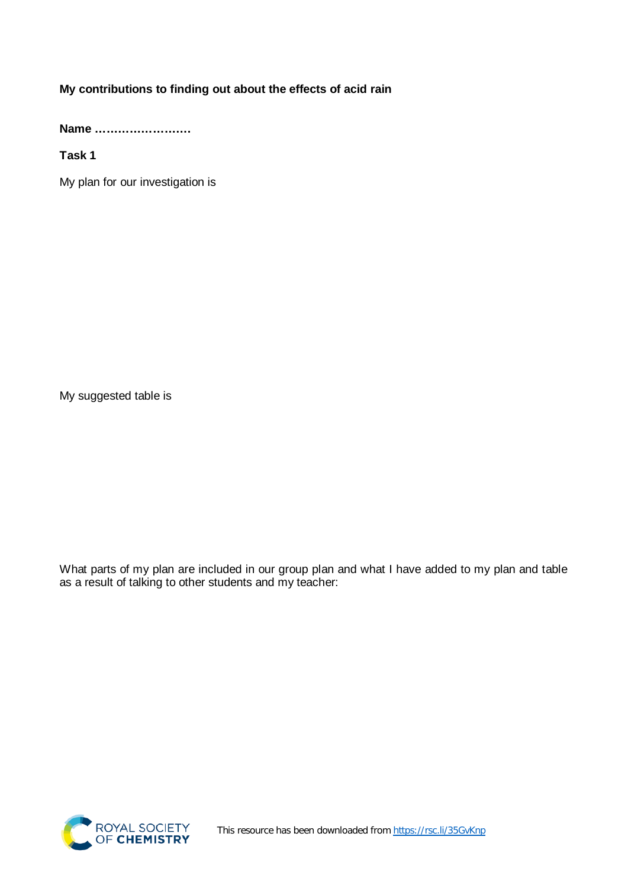**My contributions to finding out about the effects of acid rain**

**Name ……………………**

**Task 1**

My plan for our investigation is

My suggested table is

What parts of my plan are included in our group plan and what I have added to my plan and table as a result of talking to other students and my teacher: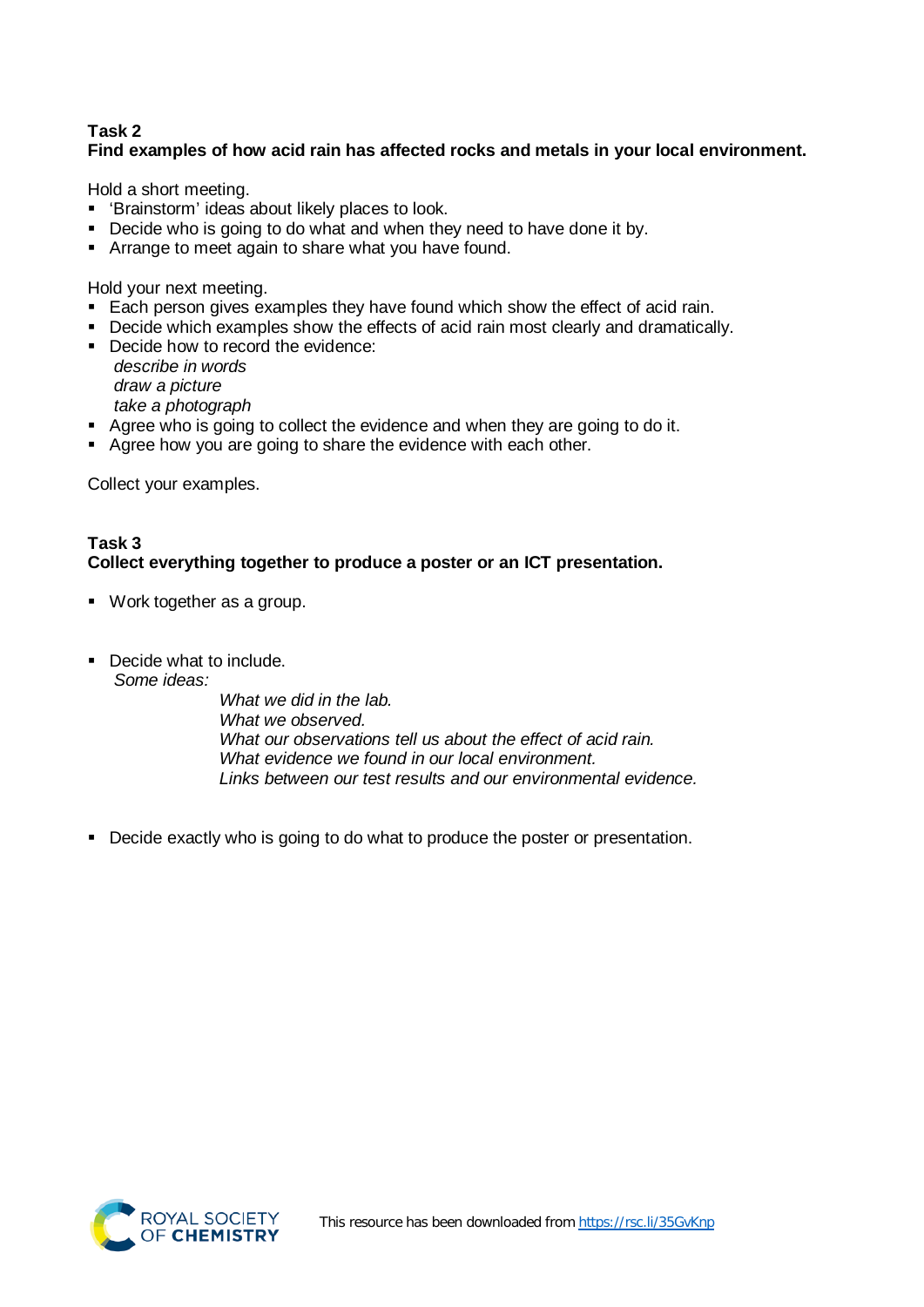**Task 2**
**Find examples of how acid rain has affected rocks and metals in your local environment.**

Hold a short meeting.

- 'Brainstorm' ideas about likely places to look.
- Decide who is going to do what and when they need to have done it by.
- Arrange to meet again to share what you have found.

Hold your next meeting.

- Each person gives examples they have found which show the effect of acid rain.
- Decide which examples show the effects of acid rain most clearly and dramatically.
- Decide how to record the evidence:
  *describe in words*
  *draw a picture*
  *take a photograph*
- Agree who is going to collect the evidence and when they are going to do it.
- Agree how you are going to share the evidence with each other.

Collect your examples.

**Task 3**
**Collect everything together to produce a poster or an ICT presentation.**

- Work together as a group.

- Decide what to include.
  *Some ideas:*
  - *What we did in the lab.*
  - *What we observed.*
  - *What our observations tell us about the effect of acid rain.*
  - *What evidence we found in our local environment.*
  - *Links between our test results and our environmental evidence.*

- Decide exactly who is going to do what to produce the poster or presentation.